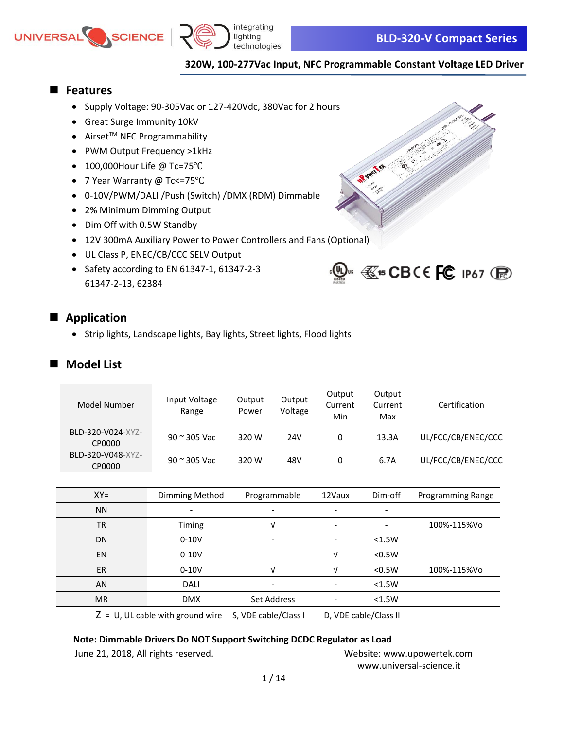# BLD-320-V Compact Series

**320W, 100-277Vac Input, NFC Programmable Constant Voltage LED Driver**

## Features

- Supply Voltage: 90-305Vac or 127-420Vdc, 380Vac for 2 hours
- Great Surge Immunity 10kV
- Airset™ NFC Programmability
- PWM Output Frequency >1kHz
- 100,000Hour Life @ Tc=75℃
- 7 Year Warranty @ Tc<=75℃
- 0-10V/PWM/DALI /Push (Switch) /DMX (RDM) Dimmable
- 2% Minimum Dimming Output
- Dim Off with 0.5W Standby
- 12V 300mA Auxiliary Power to Power Controllers and Fans (Optional)
- UL Class P, ENEC/CB/CCC SELV Output
- Safety according to EN 61347-1, 61347-2-3 61347-2-13, 62384

## Application

- Strip lights, Landscape lights, Bay lights, Street lights, Flood lights

## Model List

| Model Number | Input Voltage Range | Output Power | Output Voltage | Output Current Min | Output Current Max | Certification |
|---|---|---|---|---|---|---|
| BLD-320-V024-XYZ-CP0000 | 90 ~ 305 Vac | 320 W | 24V | 0 | 13.3A | UL/FCC/CB/ENEC/CCC |
| BLD-320-V048-XYZ-CP0000 | 90 ~ 305 Vac | 320 W | 48V | 0 | 6.7A | UL/FCC/CB/ENEC/CCC |

| XY= | Dimming Method | Programmable | 12Vaux | Dim-off | Programming Range |
|---|---|---|---|---|---|
| NN | - | - | - | - | |
| TR | Timing | √ | - | - | 100%-115%Vo |
| DN | 0-10V | - | - | <1.5W | |
| EN | 0-10V | - | √ | <0.5W | |
| ER | 0-10V | √ | √ | <0.5W | 100%-115%Vo |
| AN | DALI | - | - | <1.5W | |
| MR | DMX | Set Address | - | <1.5W | |

Z = U, UL cable with ground wire  S, VDE cable/Class I  D, VDE cable/Class II

**Note: Dimmable Drivers Do NOT Support Switching DCDC Regulator as Load**

June 21, 2018, All rights reserved.

Website: www.upowertek.com
www.universal-science.it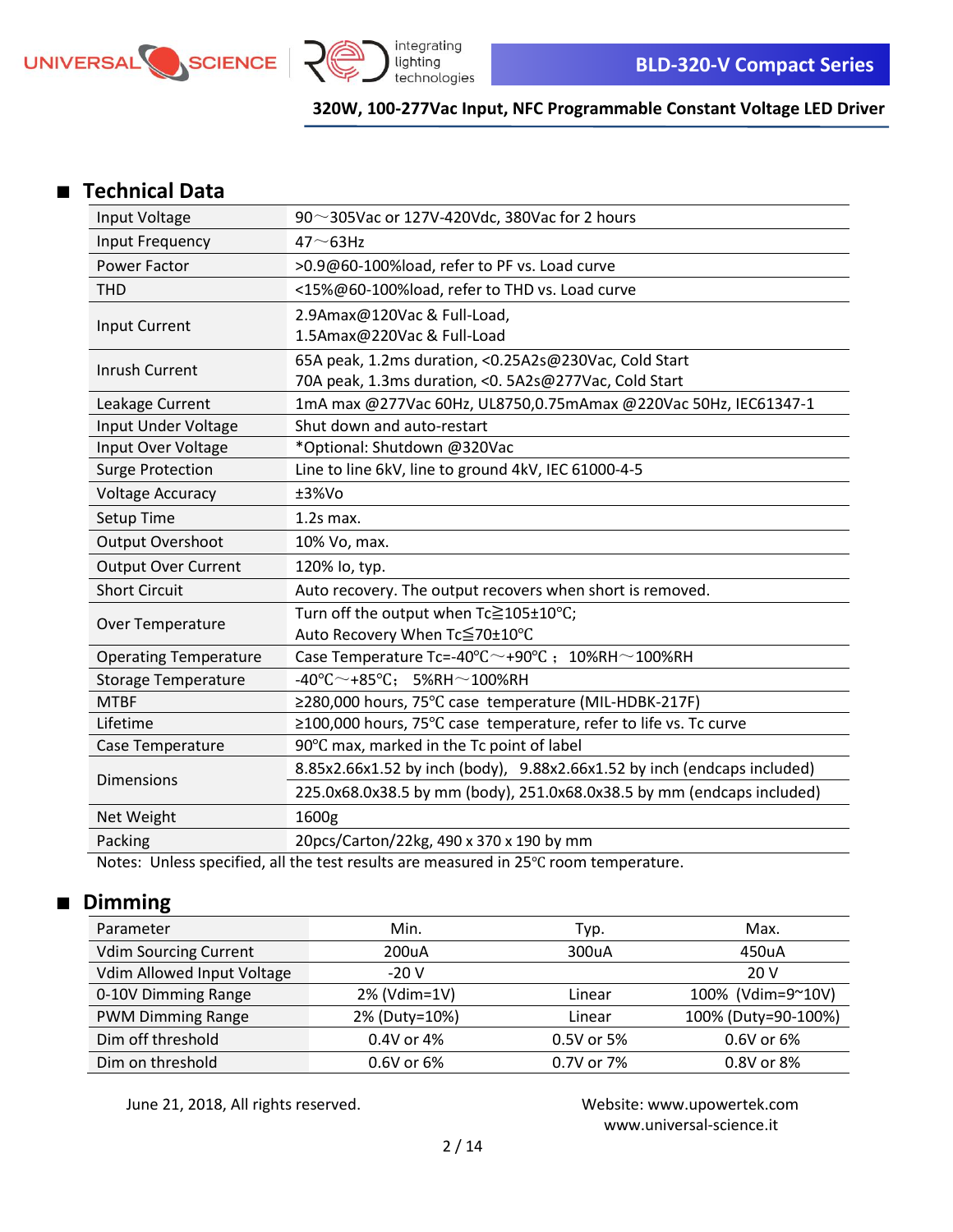## Technical Data

| | |
|---|---|
| Input Voltage | 90～305Vac or 127V-420Vdc, 380Vac for 2 hours |
| Input Frequency | 47～63Hz |
| Power Factor | >0.9@60-100%load, refer to PF vs. Load curve |
| THD | <15%@60-100%load, refer to THD vs. Load curve |
| Input Current | 2.9Amax@120Vac & Full-Load,<br>1.5Amax@220Vac & Full-Load |
| Inrush Current | 65A peak, 1.2ms duration, <0.25A2s@230Vac, Cold Start<br>70A peak, 1.3ms duration, <0. 5A2s@277Vac, Cold Start |
| Leakage Current | 1mA max @277Vac 60Hz, UL8750,0.75mAmax @220Vac 50Hz, IEC61347-1 |
| Input Under Voltage | Shut down and auto-restart |
| Input Over Voltage | *Optional: Shutdown @320Vac |
| Surge Protection | Line to line 6kV, line to ground 4kV, IEC 61000-4-5 |
| Voltage Accuracy | ±3%Vo |
| Setup Time | 1.2s max. |
| Output Overshoot | 10% Vo, max. |
| Output Over Current | 120% Io, typ. |
| Short Circuit | Auto recovery. The output recovers when short is removed. |
| Over Temperature | Turn off the output when Tc≧105±10℃;<br>Auto Recovery When Tc≦70±10℃ |
| Operating Temperature | Case Temperature Tc=-40℃～+90℃； 10%RH～100%RH |
| Storage Temperature | -40℃～+85℃; 5%RH～100%RH |
| MTBF | ≥280,000 hours, 75℃ case temperature (MIL-HDBK-217F) |
| Lifetime | ≥100,000 hours, 75℃ case temperature, refer to life vs. Tc curve |
| Case Temperature | 90℃ max, marked in the Tc point of label |
| Dimensions | 8.85x2.66x1.52 by inch (body), 9.88x2.66x1.52 by inch (endcaps included)<br>225.0x68.0x38.5 by mm (body), 251.0x68.0x38.5 by mm (endcaps included) |
| Net Weight | 1600g |
| Packing | 20pcs/Carton/22kg, 490 x 370 x 190 by mm |

Notes: Unless specified, all the test results are measured in 25℃ room temperature.

## Dimming

| Parameter | Min. | Typ. | Max. |
|---|---|---|---|
| Vdim Sourcing Current | 200uA | 300uA | 450uA |
| Vdim Allowed Input Voltage | -20 V | | 20 V |
| 0-10V Dimming Range | 2% (Vdim=1V) | Linear | 100% (Vdim=9~10V) |
| PWM Dimming Range | 2% (Duty=10%) | Linear | 100% (Duty=90-100%) |
| Dim off threshold | 0.4V or 4% | 0.5V or 5% | 0.6V or 6% |
| Dim on threshold | 0.6V or 6% | 0.7V or 7% | 0.8V or 8% |

June 21, 2018, All rights reserved.

Website: www.upowertek.com
www.universal-science.it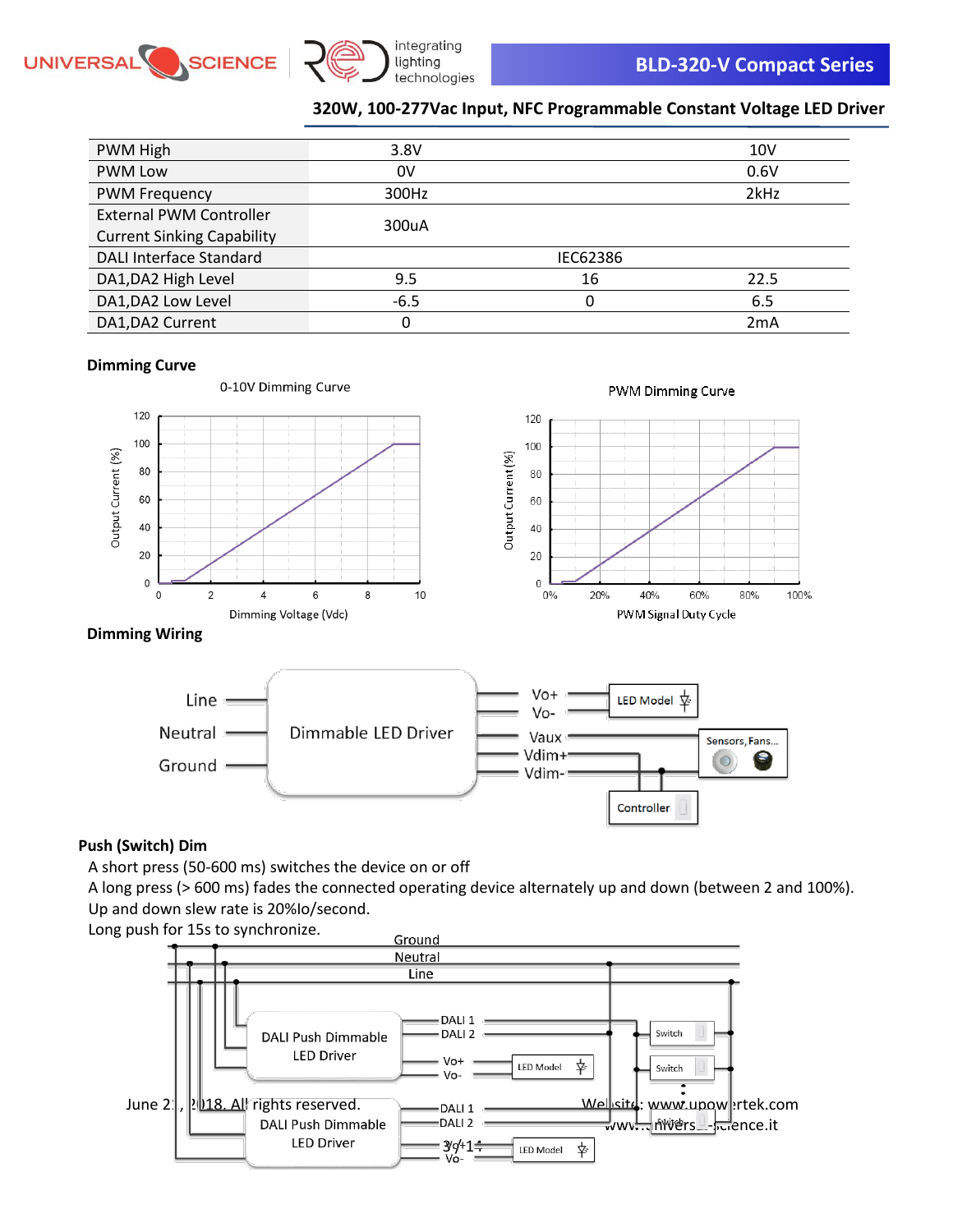**320W, 100-277Vac Input, NFC Programmable Constant Voltage LED Driver**

| | | | |
|---|---|---|---|
| PWM High | 3.8V | | 10V |
| PWM Low | 0V | | 0.6V |
| PWM Frequency | 300Hz | | 2kHz |
| External PWM Controller Current Sinking Capability | 300uA | | |
| DALI Interface Standard | | IEC62386 | |
| DA1,DA2 High Level | 9.5 | 16 | 22.5 |
| DA1,DA2 Low Level | -6.5 | 0 | 6.5 |
| DA1,DA2 Current | 0 | | 2mA |

## Dimming Curve

0-10V Dimming Curve

PWM Dimming Curve

## Dimming Wiring

## Push (Switch) Dim

A short press (50-600 ms) switches the device on or off

A long press (> 600 ms) fades the connected operating device alternately up and down (between 2 and 100%).

Up and down slew rate is 20%Io/second.

Long push for 15s to synchronize.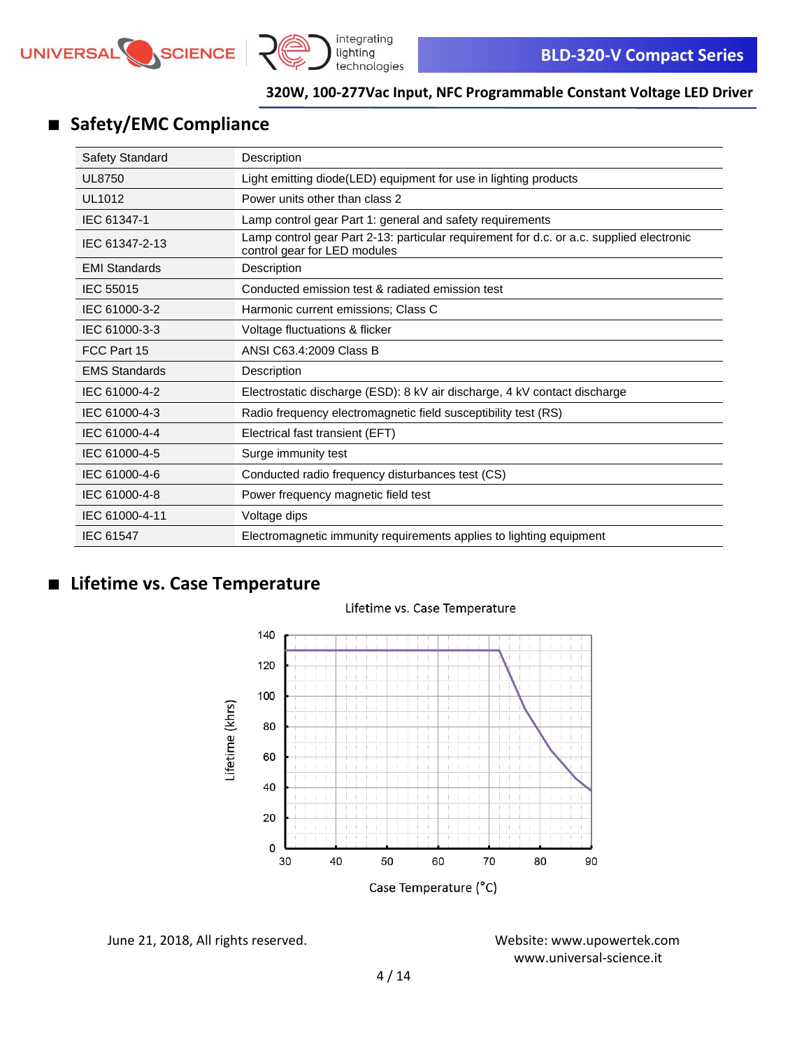## Safety/EMC Compliance

| Safety Standard | Description |
|---|---|
| UL8750 | Light emitting diode(LED) equipment for use in lighting products |
| UL1012 | Power units other than class 2 |
| IEC 61347-1 | Lamp control gear Part 1: general and safety requirements |
| IEC 61347-2-13 | Lamp control gear Part 2-13: particular requirement for d.c. or a.c. supplied electronic control gear for LED modules |
| EMI Standards | Description |
| IEC 55015 | Conducted emission test & radiated emission test |
| IEC 61000-3-2 | Harmonic current emissions; Class C |
| IEC 61000-3-3 | Voltage fluctuations & flicker |
| FCC Part 15 | ANSI C63.4:2009 Class B |
| EMS Standards | Description |
| IEC 61000-4-2 | Electrostatic discharge (ESD): 8 kV air discharge, 4 kV contact discharge |
| IEC 61000-4-3 | Radio frequency electromagnetic field susceptibility test (RS) |
| IEC 61000-4-4 | Electrical fast transient (EFT) |
| IEC 61000-4-5 | Surge immunity test |
| IEC 61000-4-6 | Conducted radio frequency disturbances test (CS) |
| IEC 61000-4-8 | Power frequency magnetic field test |
| IEC 61000-4-11 | Voltage dips |
| IEC 61547 | Electromagnetic immunity requirements applies to lighting equipment |

## Lifetime vs. Case Temperature

Lifetime vs. Case Temperature

Lifetime (khrs) vs. Case Temperature (°C)

June 21, 2018, All rights reserved.

Website: www.upowertek.com
www.universal-science.it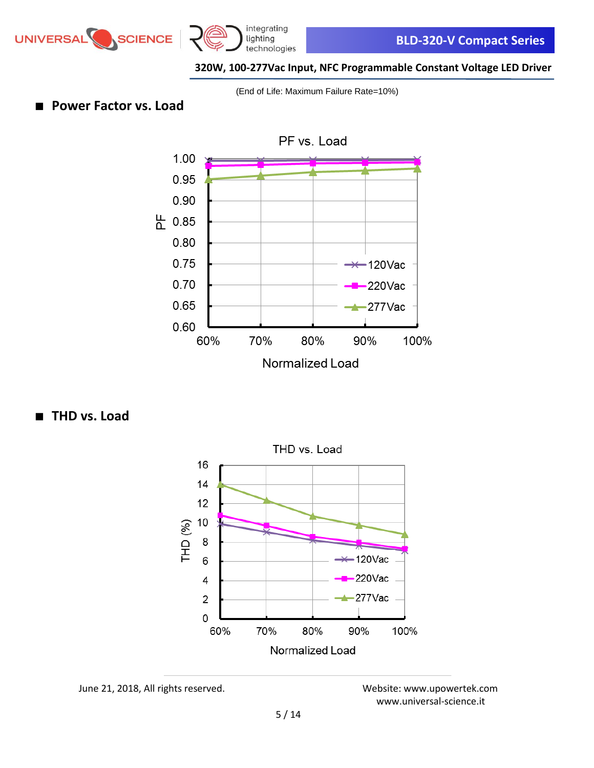(End of Life: Maximum Failure Rate=10%)

## ■ Power Factor vs. Load

## ■ THD vs. Load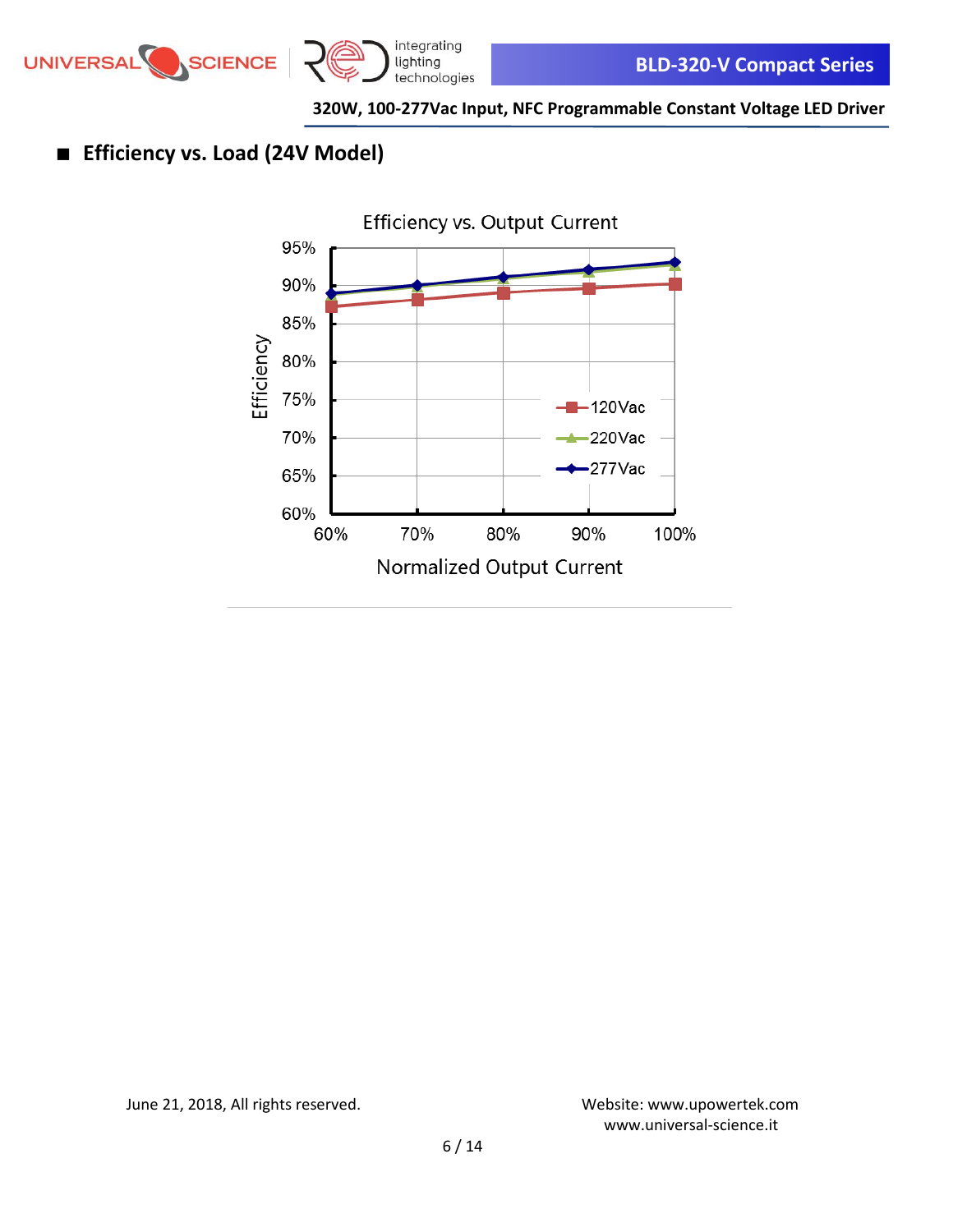## ■ Efficiency vs. Load (24V Model)

Efficiency vs. Output Current

Efficiency

95%
90%
85%
80%
75%
70%
65%
60%

60% 70% 80% 90% 100%

Normalized Output Current

120Vac
220Vac
277Vac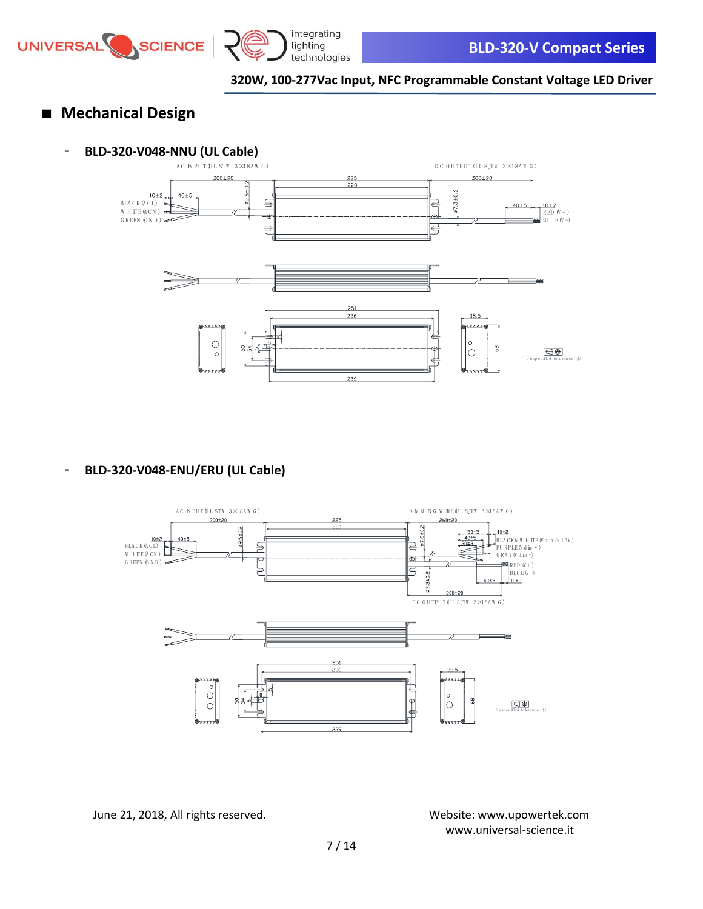## Mechanical Design

- **BLD-320-V048-NNU (UL Cable)**

AC INPUT (UL STW 3×18AWG)

DC OUTPUT (UL SJTW 2×18AWG)

300±20 225 220 300±20

10±2 40±5 ø9.5±0.2 ø7.3±0.2 40±5 10±2

BLACK (ACL) WHITE (ACN) GREEN (GND) RED (V+) BLUE (V-)

251 236 38.5

50 34 5 68

239

Unspecified tolerance: ±1

- **BLD-320-V048-ENU/ERU (UL Cable)**

AC INPUT (UL STW 3×18AWG)

DIMMING WIRE (UL SJTW 3×18AWG)

300±20 225 220 260±20

10±2 40±5 ø9.5±0.2 ø7.8±0.2 50±5 40±5 30±3 10±2

BLACK (ACL) WHITE (ACN) GREEN (GND)

BLACK & WHITE (Vaux/+12V) PURPLE (Vdim+) GRAY (Vdim-)

RED (V+) BLUE (V-)

ø7.3±0.2 300±20 40±5 10±2

DC OUTPUT (UL SJTW 2×18AWG)

251 236 38.5

50 34 5 68

239

Unspecified tolerance: ±1

June 21, 2018, All rights reserved.

Website: www.upowertek.com
www.universal-science.it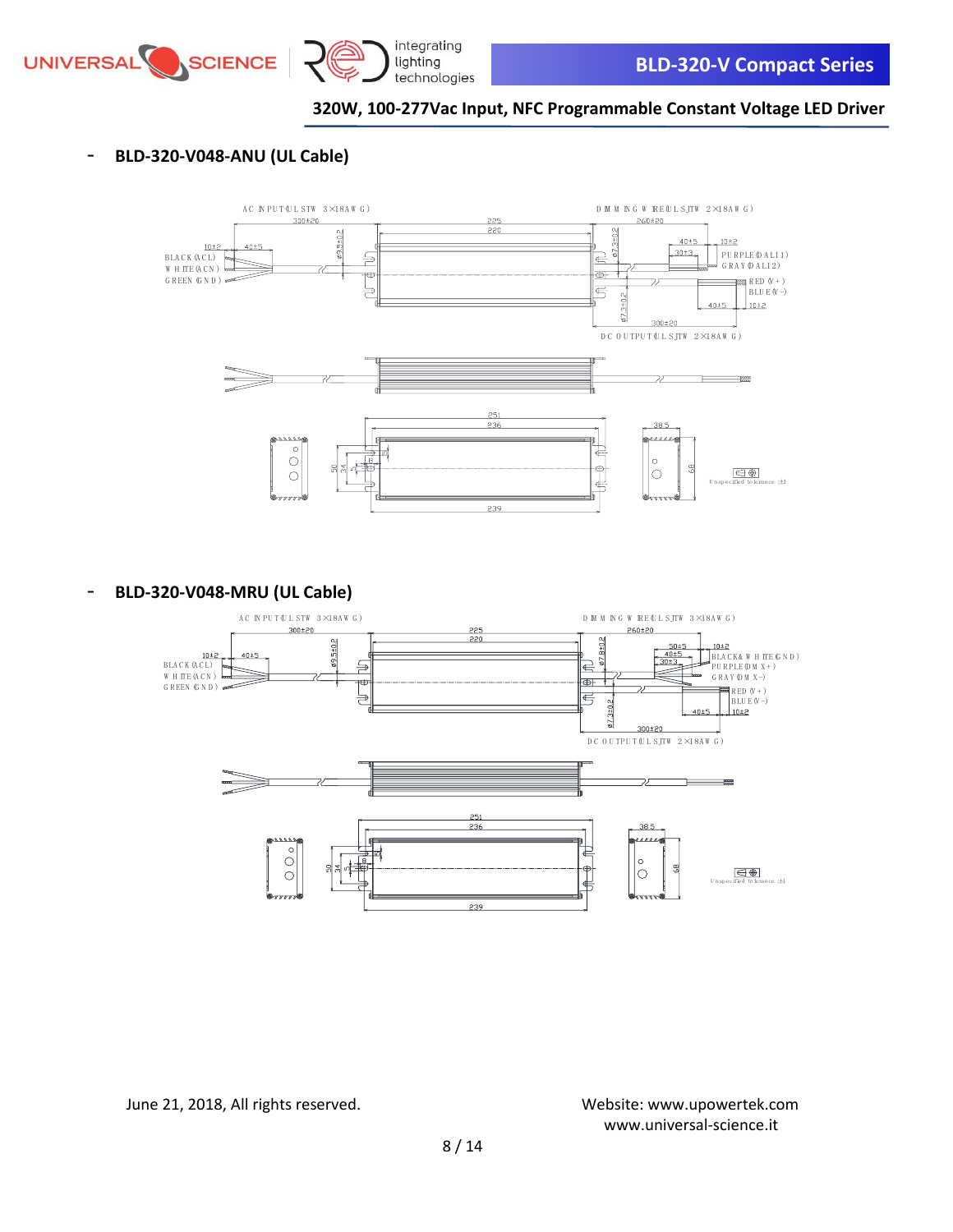## - BLD-320-V048-ANU (UL Cable)

AC INPUT(UL STW 3×18AWG)

DIMMING WIRE(UL SJTW 2×18AWG)

BLACK(ACL)
WHITE(ACN)
GREEN(GND)

PURPLE(DALI1)
GRAY(DALI2)

RED(V+)
BLUE(V-)

DC OUTPUT(UL SJTW 2×18AWG)

Unspecified tolerance: ±1

## - BLD-320-V048-MRU (UL Cable)

AC INPUT(UL STW 3×18AWG)

DIMMING WIRE(UL SJTW 3×18AWG)

BLACK(ACL)
WHITE(ACN)
GREEN(GND)

BLACK&WHITE(GND)
PURPLE(DIMX+)
GRAY(DIMX-)

RED(V+)
BLUE(V-)

DC OUTPUT(UL SJTW 2×18AWG)

Unspecified tolerance: ±1

June 21, 2018, All rights reserved.

Website: www.upowertek.com
www.universal-science.it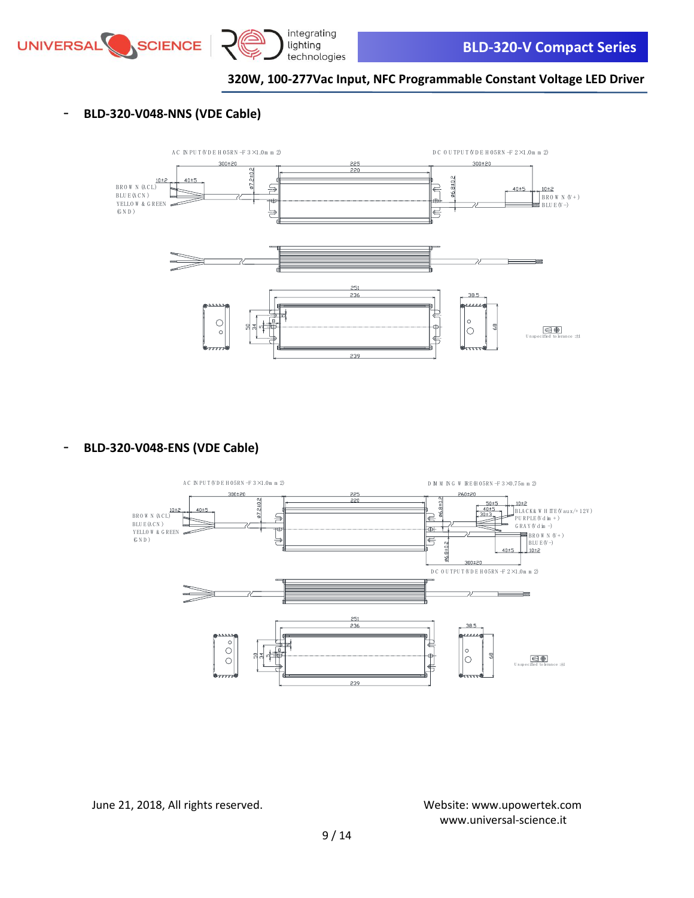- **BLD-320-V048-NNS (VDE Cable)**

AC INPUT(VDE H05RN-F 3×1.0mm2)

DC OUTPUT(VDE H05RN-F 2×1.0mm2)

300±20 &nbsp; 225 &nbsp; 220 &nbsp; 300±20

10±2 &nbsp; 40±5 &nbsp; ø7.2±0.2 &nbsp; ø6.8±0.2 &nbsp; 40±5 &nbsp; 10±2

BROWN (ACL)
BLUE(ACN)
YELLOW & GREEN (GND)

BROWN (V+)
BLUE(V-)

251 &nbsp; 236 &nbsp; 239 &nbsp; 50 &nbsp; 34 &nbsp; 5 &nbsp; 38.5 &nbsp; 68

Unspecified tolerance: ±1

- **BLD-320-V048-ENS (VDE Cable)**

AC INPUT(VDE H05RN-F 3×1.0mm2)

DIMMING WIRE(H05RN-F 3×0.75mm2)

300±20 &nbsp; 225 &nbsp; 220 &nbsp; 260±20

10±2 &nbsp; 40±5 &nbsp; ø7.2±0.2 &nbsp; ø6.8±0.2 &nbsp; 50±5 &nbsp; 40±5 &nbsp; 30±3 &nbsp; 10±2

BROWN (ACL)
BLUE(ACN)
YELLOW & GREEN (GND)

BLACK&WHITE(Vaux/+12V)
PURPLE(Vdim+)
GRAY(Vdim-)

BROWN (V+)
BLUE(V-)

ø6.8±0.2 &nbsp; 40±5 &nbsp; 10±2 &nbsp; 300±20

DC OUTPUT(VDE H05RN-F 2×1.0mm2)

251 &nbsp; 236 &nbsp; 239 &nbsp; 50 &nbsp; 34 &nbsp; 38.5 &nbsp; 68

Unspecified tolerance: ±1

June 21, 2018, All rights reserved.

Website: www.upowertek.com
www.universal-science.it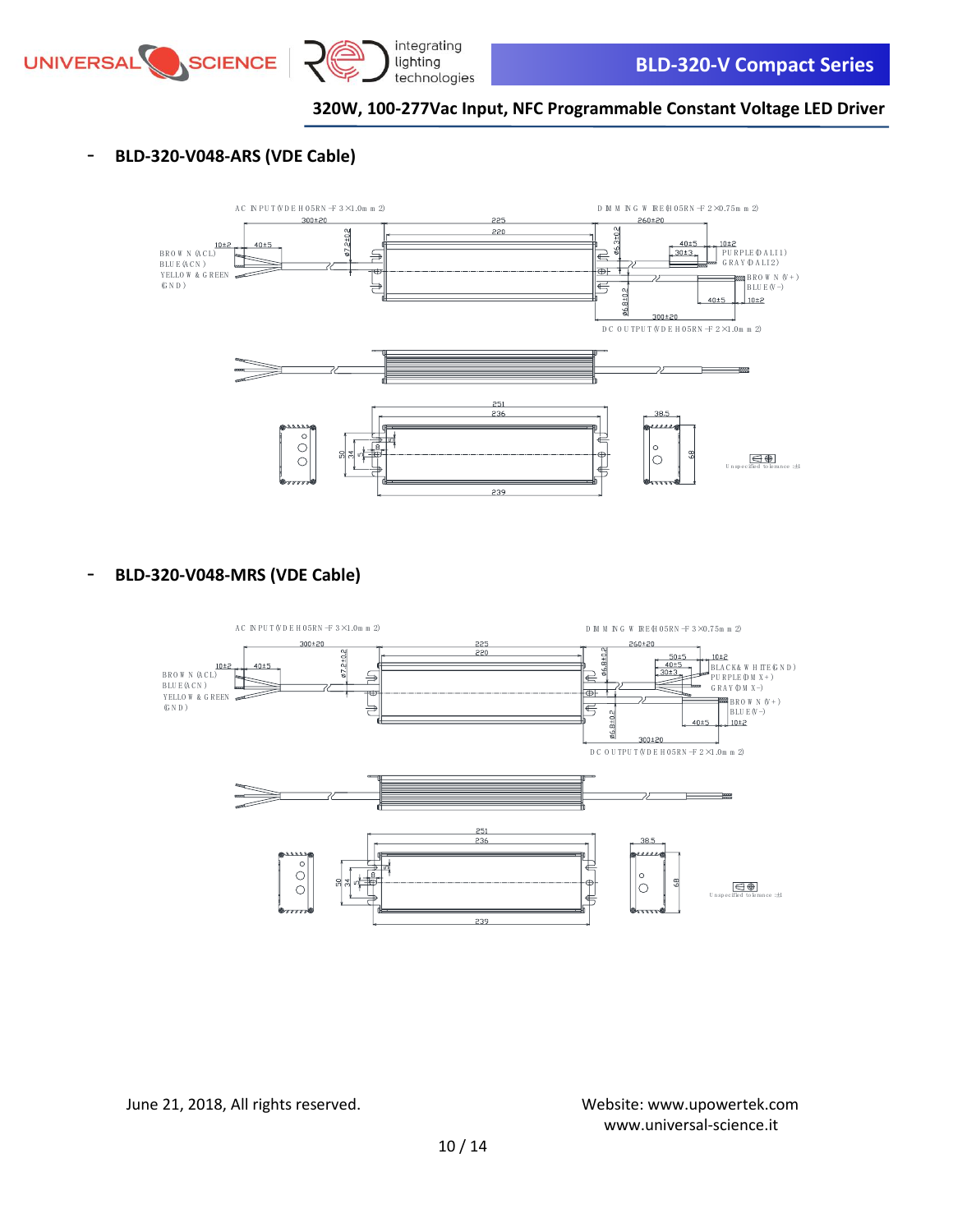- **BLD-320-V048-ARS (VDE Cable)**

AC INPUT(VDE H05RN-F 3×1.0mm2)

DIMMING WIRE(H05RN-F 2×0.75mm2)

300±20 225 220 260±20

10±2 40±5 ⌀7.2±0.2 ⌀6.3±0.2 40±5 10±2 30±3

BROWN(ACL) BLUE(ACN) YELLOW & GREEN (GND)

PURPLE(DALI1) GRAY(DALI2)

BROWN(V+) BLUE(V-)

⌀6.8±0.2 40±5 10±2 300±20

DC OUTPUT(VDE H05RN-F 2×1.0mm2)

251 236 38.5 50 34 5 68 239

Unspecified tolerance :±1

- **BLD-320-V048-MRS (VDE Cable)**

AC INPUT(VDE H05RN-F 3×1.0mm2)

DIMMING WIRE(H05RN-F 3×0.75mm2)

300±20 225 220 260±20

10±2 40±5 ⌀7.2±0.2 ⌀6.8±0.2 50±5 40±5 30±3 10±2

BROWN(ACL) BLUE(ACN) YELLOW & GREEN (GND)

BLACK& WHITE(GND) PURPLE(DMX+) GRAY(DMX-)

BROWN(V+) BLUE(V-)

⌀6.8±0.2 40±5 10±2 300±20

DC OUTPUT(VDE H05RN-F 2×1.0mm2)

251 236 38.5 50 34 5 68 239

Unspecified tolerance :±1

June 21, 2018, All rights reserved.

Website: www.upowertek.com
www.universal-science.it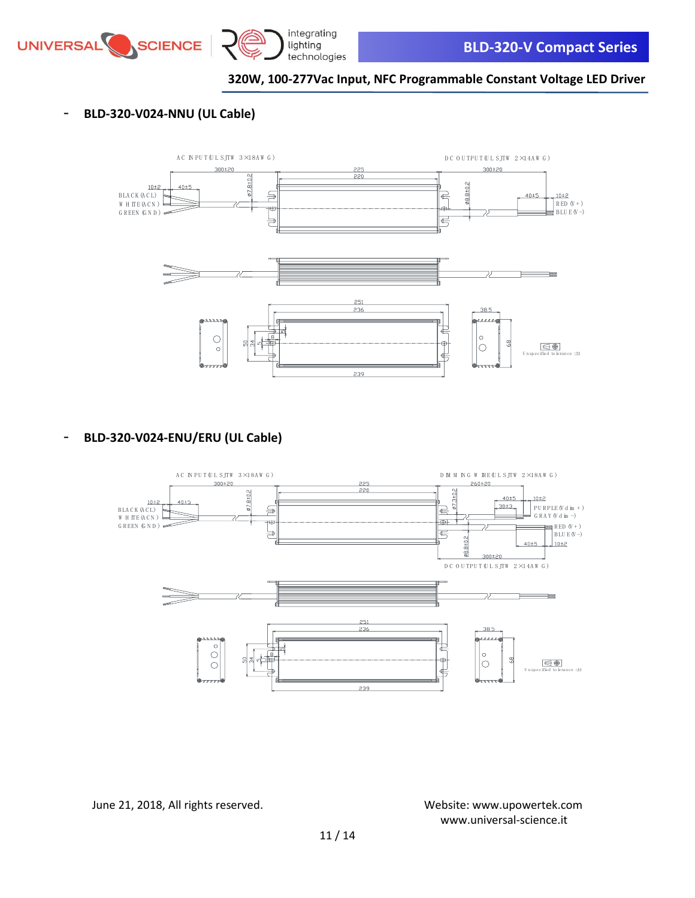- **BLD-320-V024-NNU (UL Cable)**

AC INPUT (UL SJTW 3×18AWG)

DC OUTPUT (UL SJTW 2×14AWG)

300±20 | 225 | 220 | 300±20

10±2 | 40±5 | ø7.8±0.2 | ø8.8±0.2 | 40±5 | 10±2

BLACK (ACL)
WHITE (ACN)
GREEN (GND)

RED (V+)
BLUE (V-)

251 | 236 | 38.5 | 50 | 34 | 5 | 6 | 68 | 239

Unspecified tolerance ±1

- **BLD-320-V024-ENU/ERU (UL Cable)**

AC INPUT (UL SJTW 3×18AWG)

DIMMING WIRE (UL SJTW 2×18AWG)

300±20 | 225 | 220 | 260±20

10±2 | 40±5 | ø7.8±0.2 | ø7.3±0.2 | 40±5 | 30±3 | 10±2

BLACK (ACL)
WHITE (ACN)
GREEN (GND)

PURPLE (Vdim+)
GRAY (Vdim-)

RED (V+)
BLUE (V-)

ø8.8±0.2 | 300±20 | 40±5 | 10±2

DC OUTPUT (UL SJTW 2×14AWG)

251 | 236 | 38.5 | 50 | 34 | 5 | 68 | 239

Unspecified tolerance ±1

June 21, 2018, All rights reserved.

Website: www.upowertek.com
www.universal-science.it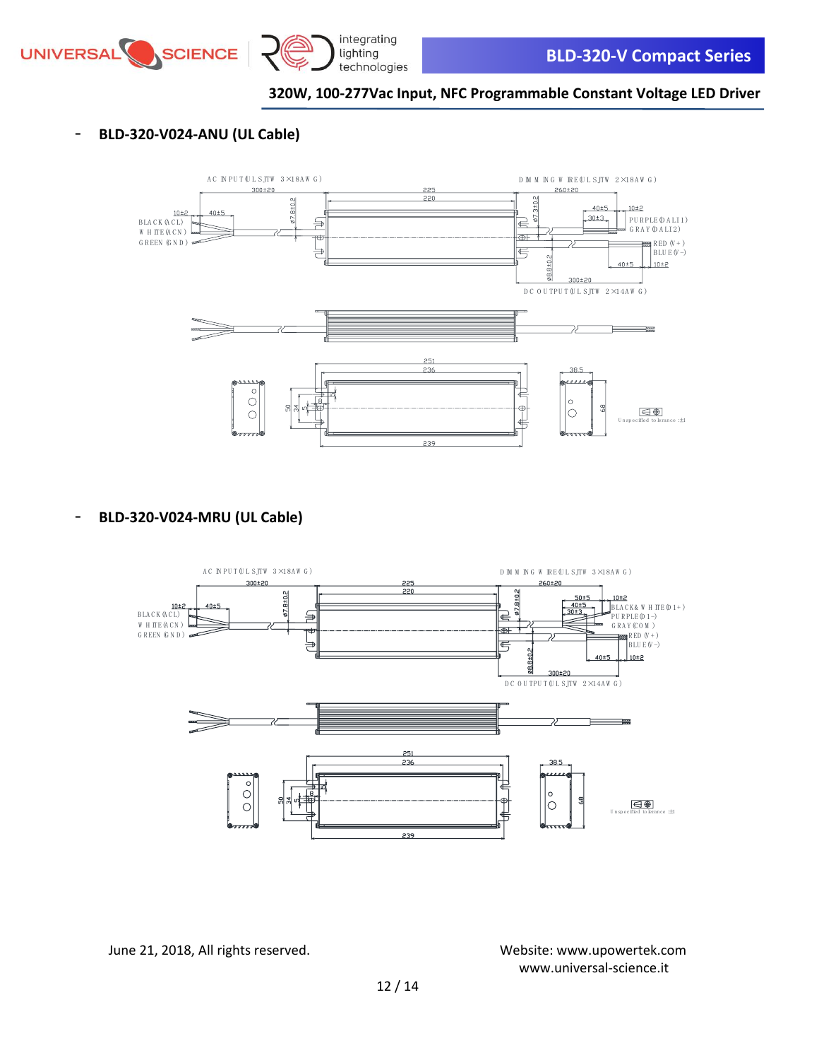- **BLD-320-V024-ANU (UL Cable)**

AC INPUT (UL SJTW 3×18AWG)

DIMMING WIRE (UL SJTW 2×18AWG)

BLACK (ACL)
WHITE (ACN)
GREEN (GND)

PURPLE (DALI1)
GRAY (DALI2)

RED (V+)
BLUE (V-)

DC OUTPUT (UL SJTW 2×14AWG)

Unspecified tolerance: ±1

- **BLD-320-V024-MRU (UL Cable)**

AC INPUT (UL SJTW 3×18AWG)

DIMMING WIRE (UL SJTW 3×18AWG)

BLACK (ACL)
WHITE (ACN)
GREEN (GND)

BLACK & WHITE (DI+)
PURPLE (DI-)
GRAY (COM)

RED (V+)
BLUE (V-)

DC OUTPUT (UL SJTW 2×14AWG)

Unspecified tolerance: ±1

June 21, 2018, All rights reserved.

Website: www.upowertek.com
www.universal-science.it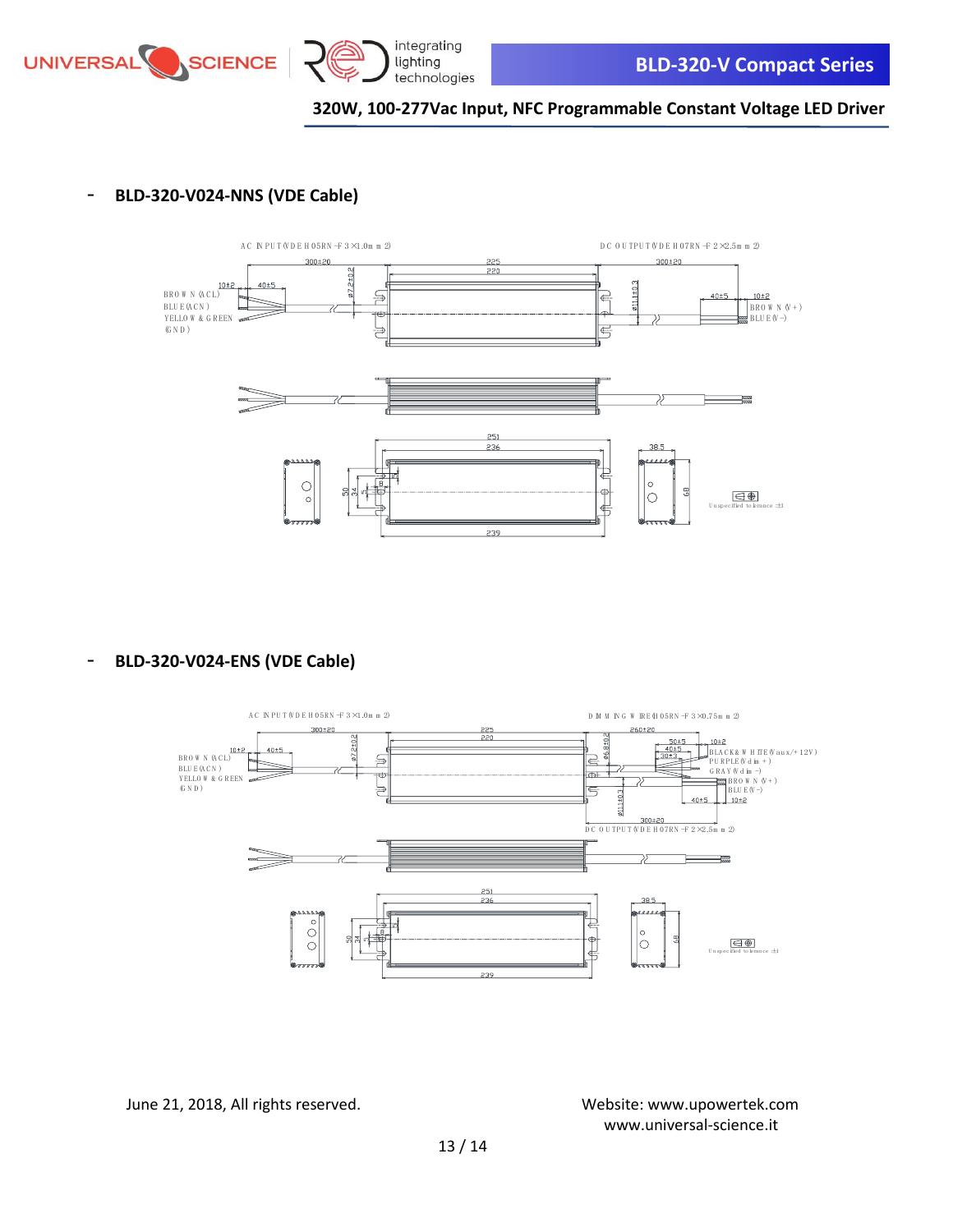- **BLD-320-V024-NNS (VDE Cable)**

AC INPUT (VDE H05RN-F 3×1.0mm2)

DC OUTPUT (VDE H07RN-F 2×2.5mm2)

300±20 225 220 300±20

10±2 40±5 ø7.2±0.2 ø11.1±0.3 40±5 10±2

BROWN (ACL)
BLUE (ACN)
YELLOW & GREEN (GND)

BROWN (V+)
BLUE (V-)

251 236 38.5

50 34 68

239

Unspecified tolerance: ±1

- **BLD-320-V024-ENS (VDE Cable)**

AC INPUT (VDE H05RN-F 3×1.0mm2)

DIMMING WIRE (H05RN-F 3×0.75mm2)

300±20 225 220 260±20

10±2 40±5 ø7.2±0.2 ø6.8±0.2 50±5 40±5 30±3 10±2

BROWN (ACL)
BLUE (ACN)
YELLOW & GREEN (GND)

BLACK & WHITE (Vaux/+12V)
PURPLE (Vdim+)
GRAY (Vdim-)
BROWN (V+)
BLUE (V-)

ø11.1±0.3 40±5 10±2

300±20

DC OUTPUT (VDE H07RN-F 2×2.5mm2)

251 236 38.5

50 34 68

239

Unspecified tolerance: ±1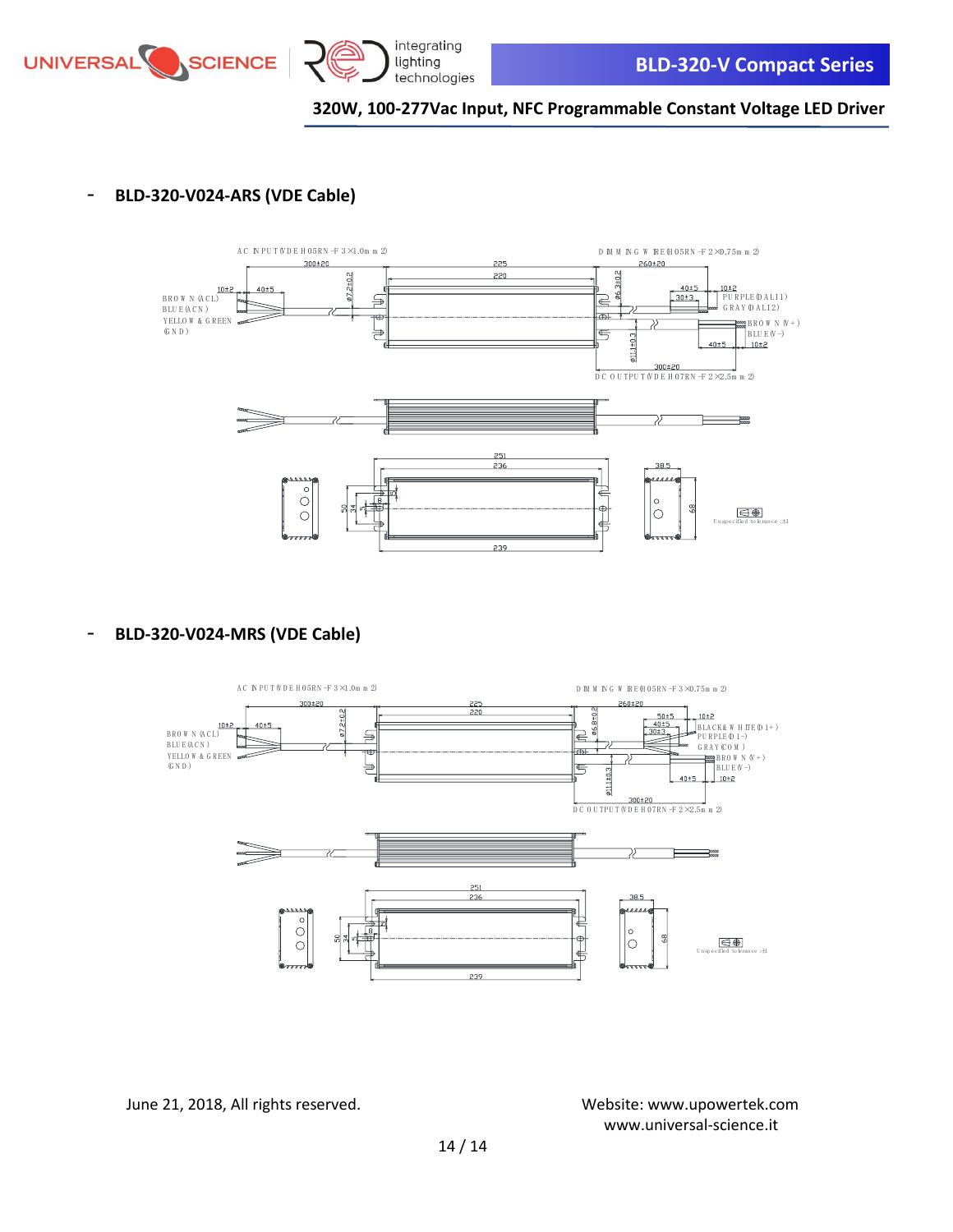- **BLD-320-V024-ARS (VDE Cable)**

AC INPUT(VDE H05RN-F 3×1.0mm2)

DIMMING WIRE(H05RN-F 2×0.75mm2)

300±20

225

220

260±20

10±2

40±5

ø7.2±0.2

ø6.3±0.2

40±5

30±3

10±2

BROWN(ACL)

BLUE(ACN)

YELLOW & GREEN (GND)

PURPLE(DALI1)

GRAY(DALI2)

BROWN(V+)

BLUE(V-)

ø11±0.3

40±5

10±2

300±20

DC OUTPUT(VDE H07RN-F 2×2.5mm2)

251

236

38.5

50

34

5

15

8

68

239

Unspecified tolerance :±1

- **BLD-320-V024-MRS (VDE Cable)**

AC INPUT(VDE H05RN-F 3×1.0mm2)

DIMMING WIRE(H05RN-F 3×0.75mm2)

300±20

225

220

260±20

10±2

40±5

ø7.2±0.2

ø6.8±0.2

50±5

40±5

30±3

10±2

BROWN(ACL)

BLUE(ACN)

YELLOW & GREEN (GND)

BLACK&WHITE(D1+)

PURPLE(D1-)

GRAY(COM)

BROWN(V+)

BLUE(V-)

ø11±0.3

40±5

10±2

300±20

DC OUTPUT(VDE H07RN-F 2×2.5mm2)

251

236

38.5

50

34

5

15

8

68

239

Unspecified tolerance :±1

June 21, 2018, All rights reserved.

Website: www.upowertek.com
www.universal-science.it